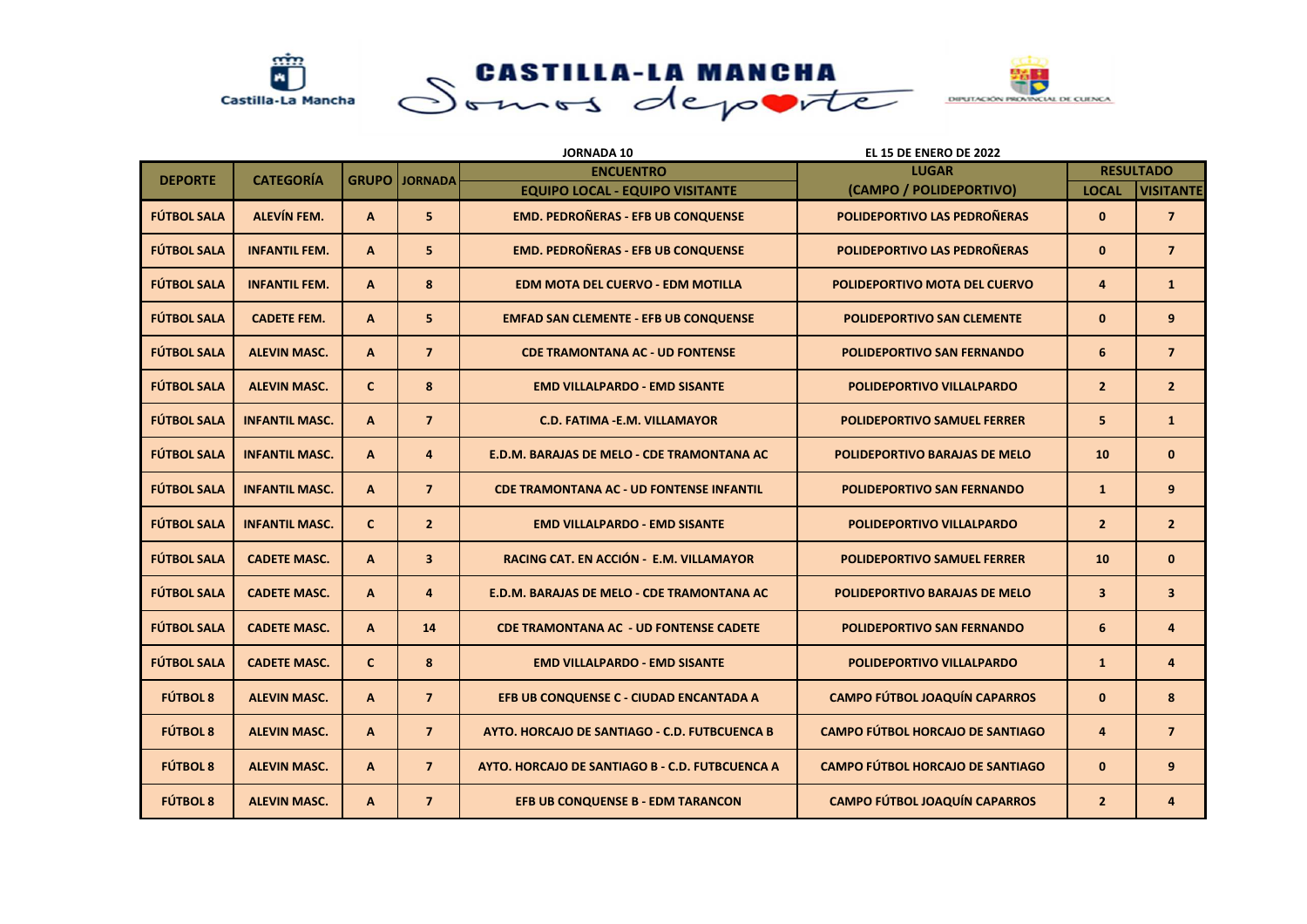Castilla-La Mancha

CASTILLA-LA MANCHA Somos deporte

DIPUTACIÓN PROVINCIAL DE CUENCA

**JORNADA 10** **EL 15 DE ENERO DE 2022**

| DEPORTE | CATEGORÍA | GRUPO | JORNADA | ENCUENTRO | LUGAR | RESULTADO | |
|---|---|---|---|---|---|---|---|
| | | | | EQUIPO LOCAL - EQUIPO VISITANTE | (CAMPO / POLIDEPORTIVO) | LOCAL | VISITANTE |
| FÚTBOL SALA | ALEVÍN FEM. | A | 5 | EMD. PEDROÑERAS - EFB UB CONQUENSE | POLIDEPORTIVO LAS PEDROÑERAS | 0 | 7 |
| FÚTBOL SALA | INFANTIL FEM. | A | 5 | EMD. PEDROÑERAS - EFB UB CONQUENSE | POLIDEPORTIVO LAS PEDROÑERAS | 0 | 7 |
| FÚTBOL SALA | INFANTIL FEM. | A | 8 | EDM MOTA DEL CUERVO - EDM MOTILLA | POLIDEPORTIVO MOTA DEL CUERVO | 4 | 1 |
| FÚTBOL SALA | CADETE FEM. | A | 5 | EMFAD SAN CLEMENTE - EFB UB CONQUENSE | POLIDEPORTIVO SAN CLEMENTE | 0 | 9 |
| FÚTBOL SALA | ALEVIN MASC. | A | 7 | CDE TRAMONTANA AC - UD FONTENSE | POLIDEPORTIVO SAN FERNANDO | 6 | 7 |
| FÚTBOL SALA | ALEVIN MASC. | C | 8 | EMD VILLALPARDO - EMD SISANTE | POLIDEPORTIVO VILLALPARDO | 2 | 2 |
| FÚTBOL SALA | INFANTIL MASC. | A | 7 | C.D. FATIMA -E.M. VILLAMAYOR | POLIDEPORTIVO SAMUEL FERRER | 5 | 1 |
| FÚTBOL SALA | INFANTIL MASC. | A | 4 | E.D.M. BARAJAS DE MELO - CDE TRAMONTANA AC | POLIDEPORTIVO BARAJAS DE MELO | 10 | 0 |
| FÚTBOL SALA | INFANTIL MASC. | A | 7 | CDE TRAMONTANA AC - UD FONTENSE INFANTIL | POLIDEPORTIVO SAN FERNANDO | 1 | 9 |
| FÚTBOL SALA | INFANTIL MASC. | C | 2 | EMD VILLALPARDO - EMD SISANTE | POLIDEPORTIVO VILLALPARDO | 2 | 2 |
| FÚTBOL SALA | CADETE MASC. | A | 3 | RACING CAT. EN ACCIÓN - E.M. VILLAMAYOR | POLIDEPORTIVO SAMUEL FERRER | 10 | 0 |
| FÚTBOL SALA | CADETE MASC. | A | 4 | E.D.M. BARAJAS DE MELO - CDE TRAMONTANA AC | POLIDEPORTIVO BARAJAS DE MELO | 3 | 3 |
| FÚTBOL SALA | CADETE MASC. | A | 14 | CDE TRAMONTANA AC - UD FONTENSE CADETE | POLIDEPORTIVO SAN FERNANDO | 6 | 4 |
| FÚTBOL SALA | CADETE MASC. | C | 8 | EMD VILLALPARDO - EMD SISANTE | POLIDEPORTIVO VILLALPARDO | 1 | 4 |
| FÚTBOL 8 | ALEVIN MASC. | A | 7 | EFB UB CONQUENSE C - CIUDAD ENCANTADA A | CAMPO FÚTBOL JOAQUÍN CAPARROS | 0 | 8 |
| FÚTBOL 8 | ALEVIN MASC. | A | 7 | AYTO. HORCAJO DE SANTIAGO - C.D. FUTBCUENCA B | CAMPO FÚTBOL HORCAJO DE SANTIAGO | 4 | 7 |
| FÚTBOL 8 | ALEVIN MASC. | A | 7 | AYTO. HORCAJO DE SANTIAGO B - C.D. FUTBCUENCA A | CAMPO FÚTBOL HORCAJO DE SANTIAGO | 0 | 9 |
| FÚTBOL 8 | ALEVIN MASC. | A | 7 | EFB UB CONQUENSE B - EDM TARANCON | CAMPO FÚTBOL JOAQUÍN CAPARROS | 2 | 4 |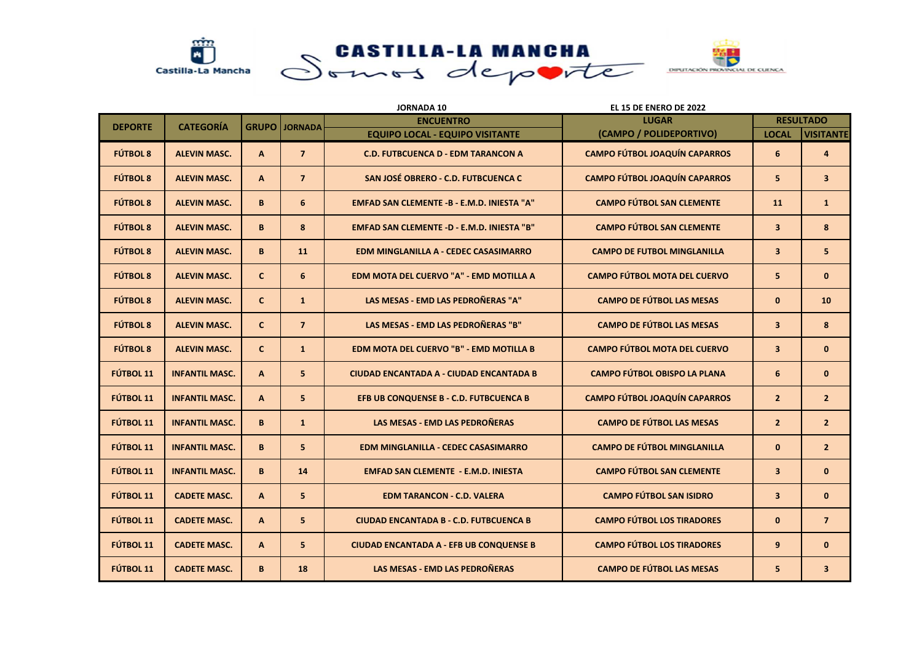Castilla-La Mancha

CASTILLA-LA MANCHA Somos deporte

DIPUTACIÓN PROVINCIAL DE CUENCA

**JORNADA 10** **EL 15 DE ENERO DE 2022**

| DEPORTE | CATEGORÍA | GRUPO | JORNADA | ENCUENTRO | LUGAR | RESULTADO | |
|---|---|---|---|---|---|---|---|
| | | | | EQUIPO LOCAL - EQUIPO VISITANTE | (CAMPO / POLIDEPORTIVO) | LOCAL | VISITANTE |
| FÚTBOL 8 | ALEVIN MASC. | A | 7 | C.D. FUTBCUENCA D - EDM TARANCON A | CAMPO FÚTBOL JOAQUÍN CAPARROS | 6 | 4 |
| FÚTBOL 8 | ALEVIN MASC. | A | 7 | SAN JOSÉ OBRERO - C.D. FUTBCUENCA C | CAMPO FÚTBOL JOAQUÍN CAPARROS | 5 | 3 |
| FÚTBOL 8 | ALEVIN MASC. | B | 6 | EMFAD SAN CLEMENTE -B - E.M.D. INIESTA "A" | CAMPO FÚTBOL SAN CLEMENTE | 11 | 1 |
| FÚTBOL 8 | ALEVIN MASC. | B | 8 | EMFAD SAN CLEMENTE -D - E.M.D. INIESTA "B" | CAMPO FÚTBOL SAN CLEMENTE | 3 | 8 |
| FÚTBOL 8 | ALEVIN MASC. | B | 11 | EDM MINGLANILLA A - CEDEC CASASIMARRO | CAMPO DE FUTBOL MINGLANILLA | 3 | 5 |
| FÚTBOL 8 | ALEVIN MASC. | C | 6 | EDM MOTA DEL CUERVO "A" - EMD MOTILLA A | CAMPO FÚTBOL MOTA DEL CUERVO | 5 | 0 |
| FÚTBOL 8 | ALEVIN MASC. | C | 1 | LAS MESAS - EMD LAS PEDROÑERAS "A" | CAMPO DE FÚTBOL LAS MESAS | 0 | 10 |
| FÚTBOL 8 | ALEVIN MASC. | C | 7 | LAS MESAS - EMD LAS PEDROÑERAS "B" | CAMPO DE FÚTBOL LAS MESAS | 3 | 8 |
| FÚTBOL 8 | ALEVIN MASC. | C | 1 | EDM MOTA DEL CUERVO "B" - EMD MOTILLA B | CAMPO FÚTBOL MOTA DEL CUERVO | 3 | 0 |
| FÚTBOL 11 | INFANTIL MASC. | A | 5 | CIUDAD ENCANTADA A - CIUDAD ENCANTADA B | CAMPO FÚTBOL OBISPO LA PLANA | 6 | 0 |
| FÚTBOL 11 | INFANTIL MASC. | A | 5 | EFB UB CONQUENSE B - C.D. FUTBCUENCA B | CAMPO FÚTBOL JOAQUÍN CAPARROS | 2 | 2 |
| FÚTBOL 11 | INFANTIL MASC. | B | 1 | LAS MESAS - EMD LAS PEDROÑERAS | CAMPO DE FÚTBOL LAS MESAS | 2 | 2 |
| FÚTBOL 11 | INFANTIL MASC. | B | 5 | EDM MINGLANILLA - CEDEC CASASIMARRO | CAMPO DE FÚTBOL MINGLANILLA | 0 | 2 |
| FÚTBOL 11 | INFANTIL MASC. | B | 14 | EMFAD SAN CLEMENTE - E.M.D. INIESTA | CAMPO FÚTBOL SAN CLEMENTE | 3 | 0 |
| FÚTBOL 11 | CADETE MASC. | A | 5 | EDM TARANCON - C.D. VALERA | CAMPO FÚTBOL SAN ISIDRO | 3 | 0 |
| FÚTBOL 11 | CADETE MASC. | A | 5 | CIUDAD ENCANTADA B - C.D. FUTBCUENCA B | CAMPO FÚTBOL LOS TIRADORES | 0 | 7 |
| FÚTBOL 11 | CADETE MASC. | A | 5 | CIUDAD ENCANTADA A - EFB UB CONQUENSE B | CAMPO FÚTBOL LOS TIRADORES | 9 | 0 |
| FÚTBOL 11 | CADETE MASC. | B | 18 | LAS MESAS - EMD LAS PEDROÑERAS | CAMPO DE FÚTBOL LAS MESAS | 5 | 3 |